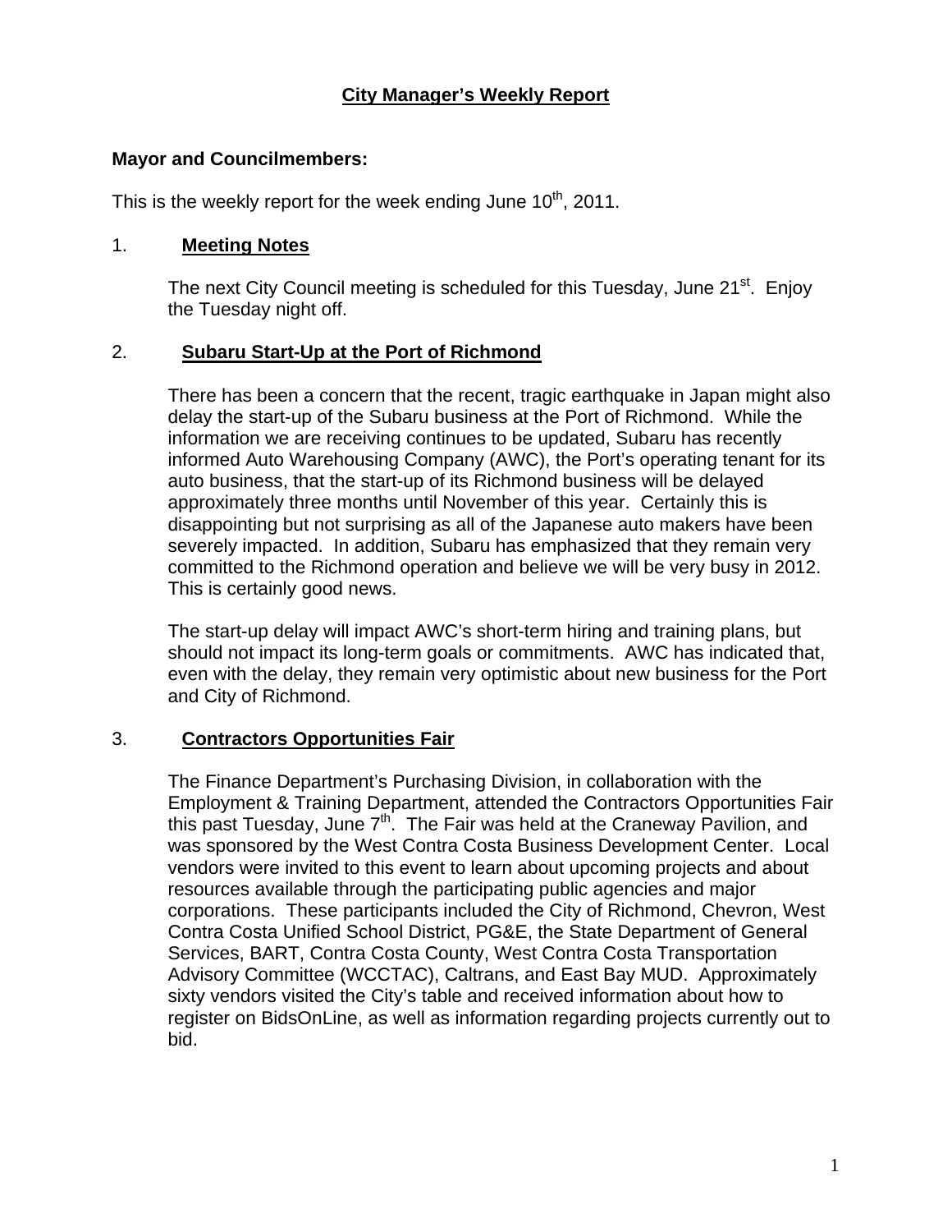# City Manager's Weekly Report

**Mayor and Councilmembers:**

This is the weekly report for the week ending June 10th, 2011.

## 1. Meeting Notes

The next City Council meeting is scheduled for this Tuesday, June 21st. Enjoy the Tuesday night off.

## 2. Subaru Start-Up at the Port of Richmond

There has been a concern that the recent, tragic earthquake in Japan might also delay the start-up of the Subaru business at the Port of Richmond. While the information we are receiving continues to be updated, Subaru has recently informed Auto Warehousing Company (AWC), the Port's operating tenant for its auto business, that the start-up of its Richmond business will be delayed approximately three months until November of this year. Certainly this is disappointing but not surprising as all of the Japanese auto makers have been severely impacted. In addition, Subaru has emphasized that they remain very committed to the Richmond operation and believe we will be very busy in 2012. This is certainly good news.

The start-up delay will impact AWC's short-term hiring and training plans, but should not impact its long-term goals or commitments. AWC has indicated that, even with the delay, they remain very optimistic about new business for the Port and City of Richmond.

## 3. Contractors Opportunities Fair

The Finance Department's Purchasing Division, in collaboration with the Employment & Training Department, attended the Contractors Opportunities Fair this past Tuesday, June 7th. The Fair was held at the Craneway Pavilion, and was sponsored by the West Contra Costa Business Development Center. Local vendors were invited to this event to learn about upcoming projects and about resources available through the participating public agencies and major corporations. These participants included the City of Richmond, Chevron, West Contra Costa Unified School District, PG&E, the State Department of General Services, BART, Contra Costa County, West Contra Costa Transportation Advisory Committee (WCCTAC), Caltrans, and East Bay MUD. Approximately sixty vendors visited the City's table and received information about how to register on BidsOnLine, as well as information regarding projects currently out to bid.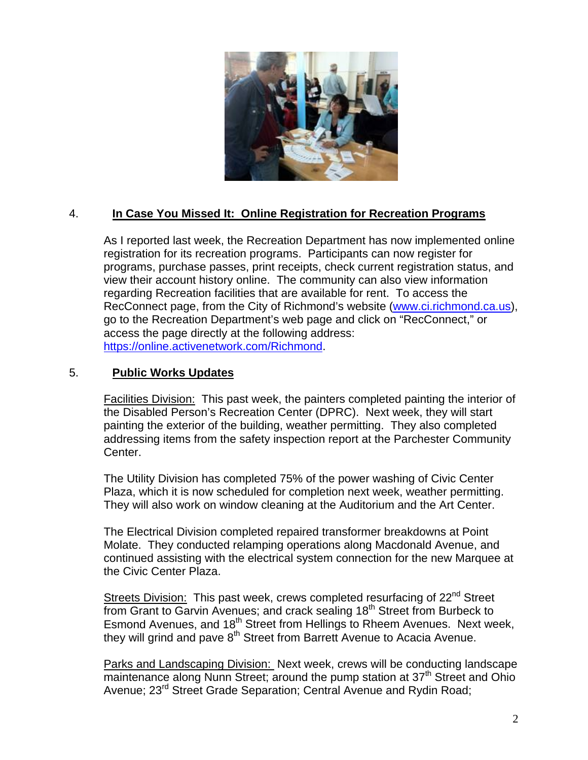4. **In Case You Missed It: Online Registration for Recreation Programs**

As I reported last week, the Recreation Department has now implemented online registration for its recreation programs. Participants can now register for programs, purchase passes, print receipts, check current registration status, and view their account history online. The community can also view information regarding Recreation facilities that are available for rent. To access the RecConnect page, from the City of Richmond's website (www.ci.richmond.ca.us), go to the Recreation Department's web page and click on "RecConnect," or access the page directly at the following address: https://online.activenetwork.com/Richmond.

5. **Public Works Updates**

Facilities Division: This past week, the painters completed painting the interior of the Disabled Person's Recreation Center (DPRC). Next week, they will start painting the exterior of the building, weather permitting. They also completed addressing items from the safety inspection report at the Parchester Community Center.

The Utility Division has completed 75% of the power washing of Civic Center Plaza, which it is now scheduled for completion next week, weather permitting. They will also work on window cleaning at the Auditorium and the Art Center.

The Electrical Division completed repaired transformer breakdowns at Point Molate. They conducted relamping operations along Macdonald Avenue, and continued assisting with the electrical system connection for the new Marquee at the Civic Center Plaza.

Streets Division: This past week, crews completed resurfacing of 22nd Street from Grant to Garvin Avenues; and crack sealing 18th Street from Burbeck to Esmond Avenues, and 18th Street from Hellings to Rheem Avenues. Next week, they will grind and pave 8th Street from Barrett Avenue to Acacia Avenue.

Parks and Landscaping Division: Next week, crews will be conducting landscape maintenance along Nunn Street; around the pump station at 37th Street and Ohio Avenue; 23rd Street Grade Separation; Central Avenue and Rydin Road;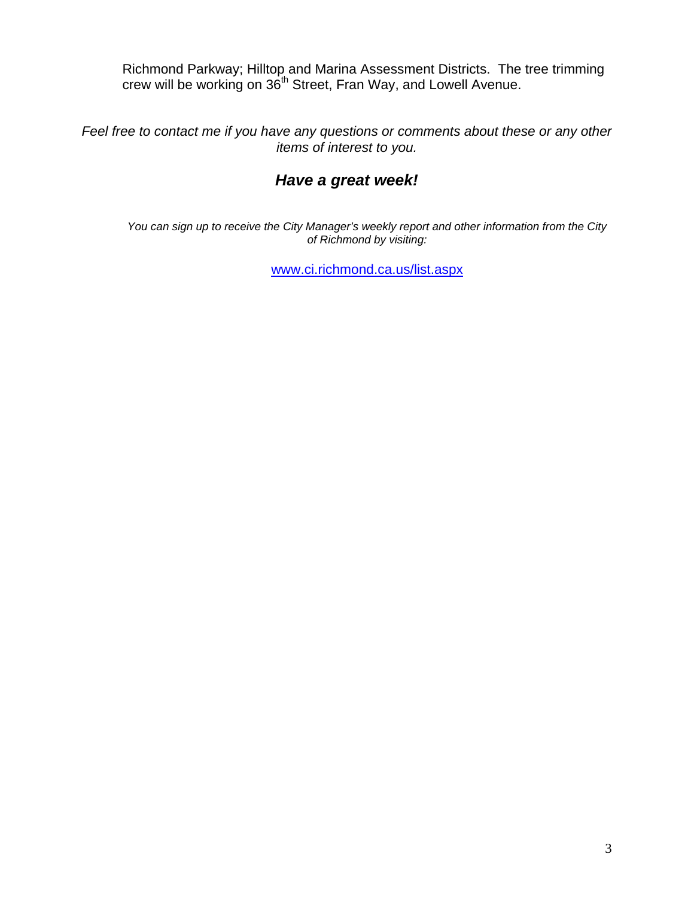Richmond Parkway; Hilltop and Marina Assessment Districts. The tree trimming crew will be working on 36th Street, Fran Way, and Lowell Avenue.

*Feel free to contact me if you have any questions or comments about these or any other items of interest to you.*

***Have a great week!***

*You can sign up to receive the City Manager's weekly report and other information from the City of Richmond by visiting:*

[www.ci.richmond.ca.us/list.aspx](http://www.ci.richmond.ca.us/list.aspx)